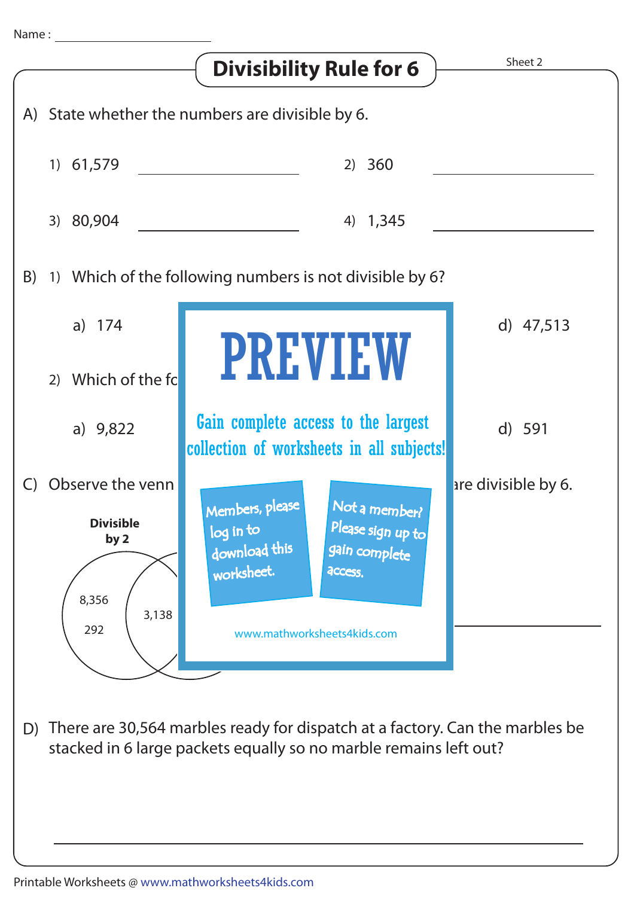Name : ____________________

# Divisibility Rule for 6

Sheet 2

A) State whether the numbers are divisible by 6.

1) 61,579 ____________________
2) 360 ____________________
3) 80,904 ____________________
4) 1,345 ____________________

B) 1) Which of the following numbers is not divisible by 6?

a) 174 d) 47,513

2) Which of the fo

a) 9,822 d) 591

C) Observe the venn are divisible by 6.

Divisible by 2

8,356

292

3,138

PREVIEW

Gain complete access to the largest collection of worksheets in all subjects!

Members, please log in to download this worksheet.

Not a member? Please sign up to gain complete access.

www.mathworksheets4kids.com

D) There are 30,564 marbles ready for dispatch at a factory. Can the marbles be stacked in 6 large packets equally so no marble remains left out?

____________________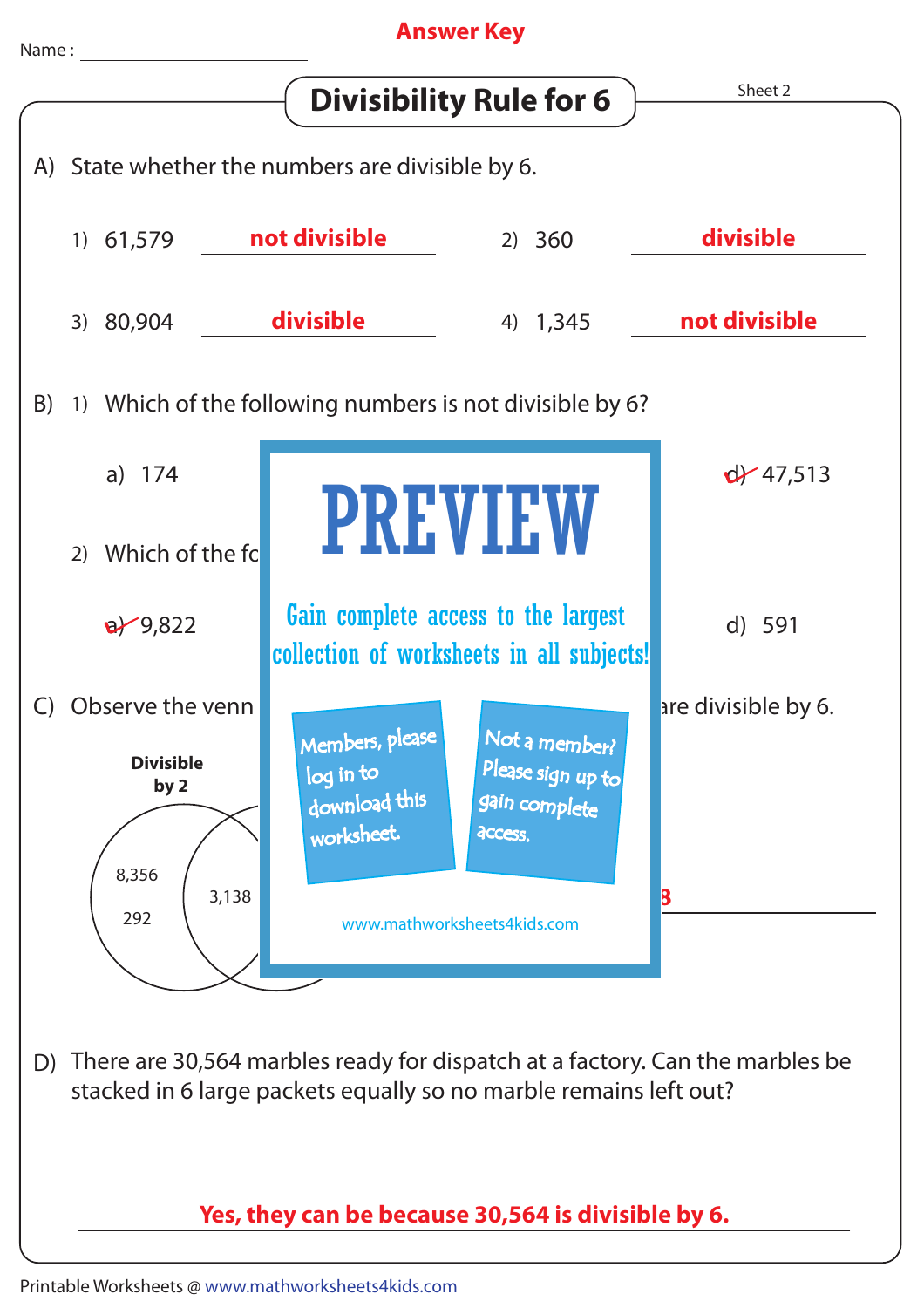Name : ____________________

**Answer Key**

# Divisibility Rule for 6

Sheet 2

A) State whether the numbers are divisible by 6.

1) 61,579 **not divisible**

2) 360 **divisible**

3) 80,904 **divisible**

4) 1,345 **not divisible**

B) 1) Which of the following numbers is not divisible by 6?

a) 174 d) 47,513 ✓

2) Which of the fo

a) 9,822 ✓ d) 591

C) Observe the venn ... are divisible by 6.

Divisible by 2

8,356

292

3,138

**3**

PREVIEW

Gain complete access to the largest collection of worksheets in all subjects!

Members, please log in to download this worksheet.

Not a member? Please sign up to gain complete access.

www.mathworksheets4kids.com

D) There are 30,564 marbles ready for dispatch at a factory. Can the marbles be stacked in 6 large packets equally so no marble remains left out?

**Yes, they can be because 30,564 is divisible by 6.**